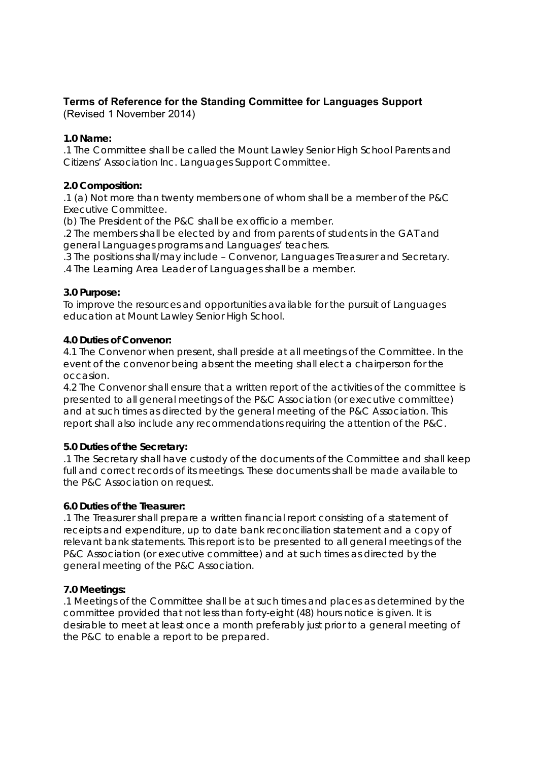# Terms of Reference for the Standing Committee for Languages Support

(Revised 1 November 2014)

**1.0 Name:**

.1 The Committee shall be called the Mount Lawley Senior High School Parents and Citizens' Association Inc. Languages Support Committee.

**2.0 Composition:**

.1 (a) Not more than twenty members one of whom shall be a member of the P&C Executive Committee.

(b) The President of the P&C shall be ex officio a member.

.2 The members shall be elected by and from parents of students in the GAT and general Languages programs and Languages' teachers.

.3 The positions shall/may include – Convenor, Languages Treasurer and Secretary.

.4 The Learning Area Leader of Languages shall be a member.

**3.0 Purpose:**

To improve the resources and opportunities available for the pursuit of Languages education at Mount Lawley Senior High School.

**4.0 Duties of Convenor:**

4.1 The Convenor when present, shall preside at all meetings of the Committee. In the event of the convenor being absent the meeting shall elect a chairperson for the occasion.

4.2 The Convenor shall ensure that a written report of the activities of the committee is presented to all general meetings of the P&C Association (or executive committee) and at such times as directed by the general meeting of the P&C Association. This report shall also include any recommendations requiring the attention of the P&C.

**5.0 Duties of the Secretary:**

.1 The Secretary shall have custody of the documents of the Committee and shall keep full and correct records of its meetings. These documents shall be made available to the P&C Association on request.

**6.0 Duties of the Treasurer:**

.1 The Treasurer shall prepare a written financial report consisting of a statement of receipts and expenditure, up to date bank reconciliation statement and a copy of relevant bank statements. This report is to be presented to all general meetings of the P&C Association (or executive committee) and at such times as directed by the general meeting of the P&C Association.

**7.0 Meetings:**

.1 Meetings of the Committee shall be at such times and places as determined by the committee provided that not less than forty-eight (48) hours notice is given. It is desirable to meet at least once a month preferably just prior to a general meeting of the P&C to enable a report to be prepared.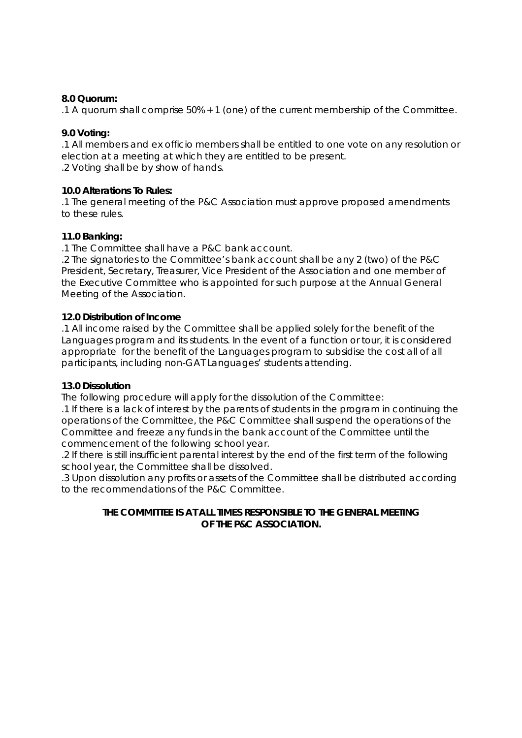**8.0 Quorum:**

.1 A quorum shall comprise 50% + 1 (one) of the current membership of the Committee.

**9.0 Voting:**

.1 All members and ex officio members shall be entitled to one vote on any resolution or election at a meeting at which they are entitled to be present.
.2 Voting shall be by show of hands.

**10.0 Alterations To Rules:**

.1 The general meeting of the P&C Association must approve proposed amendments to these rules.

**11.0 Banking:**

.1 The Committee shall have a P&C bank account.
.2 The signatories to the Committee's bank account shall be any 2 (two) of the P&C President, Secretary, Treasurer, Vice President of the Association and one member of the Executive Committee who is appointed for such purpose at the Annual General Meeting of the Association.

**12.0 Distribution of Income**

.1 All income raised by the Committee shall be applied solely for the benefit of the Languages program and its students. In the event of a function or tour, it is considered appropriate for the benefit of the Languages program to subsidise the cost all of all participants, including non-GAT Languages' students attending.

**13.0 Dissolution**

The following procedure will apply for the dissolution of the Committee:
.1 If there is a lack of interest by the parents of students in the program in continuing the operations of the Committee, the P&C Committee shall suspend the operations of the Committee and freeze any funds in the bank account of the Committee until the commencement of the following school year.
.2 If there is still insufficient parental interest by the end of the first term of the following school year, the Committee shall be dissolved.
.3 Upon dissolution any profits or assets of the Committee shall be distributed according to the recommendations of the P&C Committee.

**THE COMMITTEE IS AT ALL TIMES RESPONSIBLE TO THE GENERAL MEETING OF THE P&C ASSOCIATION.**